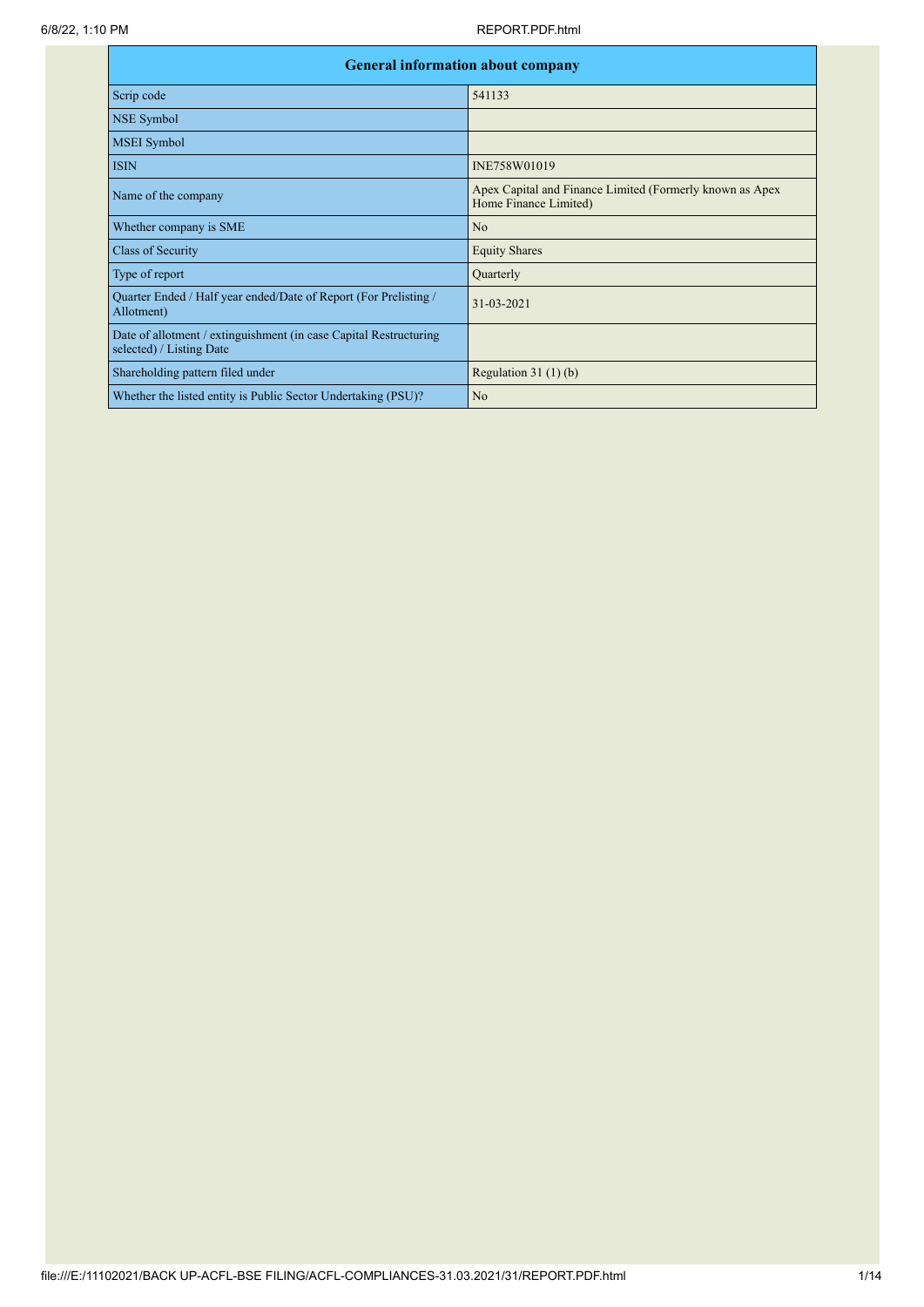| General information about company | |
|---|---|
| Scrip code | 541133 |
| NSE Symbol | |
| MSEI Symbol | |
| ISIN | INE758W01019 |
| Name of the company | Apex Capital and Finance Limited (Formerly known as Apex Home Finance Limited) |
| Whether company is SME | No |
| Class of Security | Equity Shares |
| Type of report | Quarterly |
| Quarter Ended / Half year ended/Date of Report (For Prelisting / Allotment) | 31-03-2021 |
| Date of allotment / extinguishment (in case Capital Restructuring selected) / Listing Date | |
| Shareholding pattern filed under | Regulation 31 (1) (b) |
| Whether the listed entity is Public Sector Undertaking (PSU)? | No |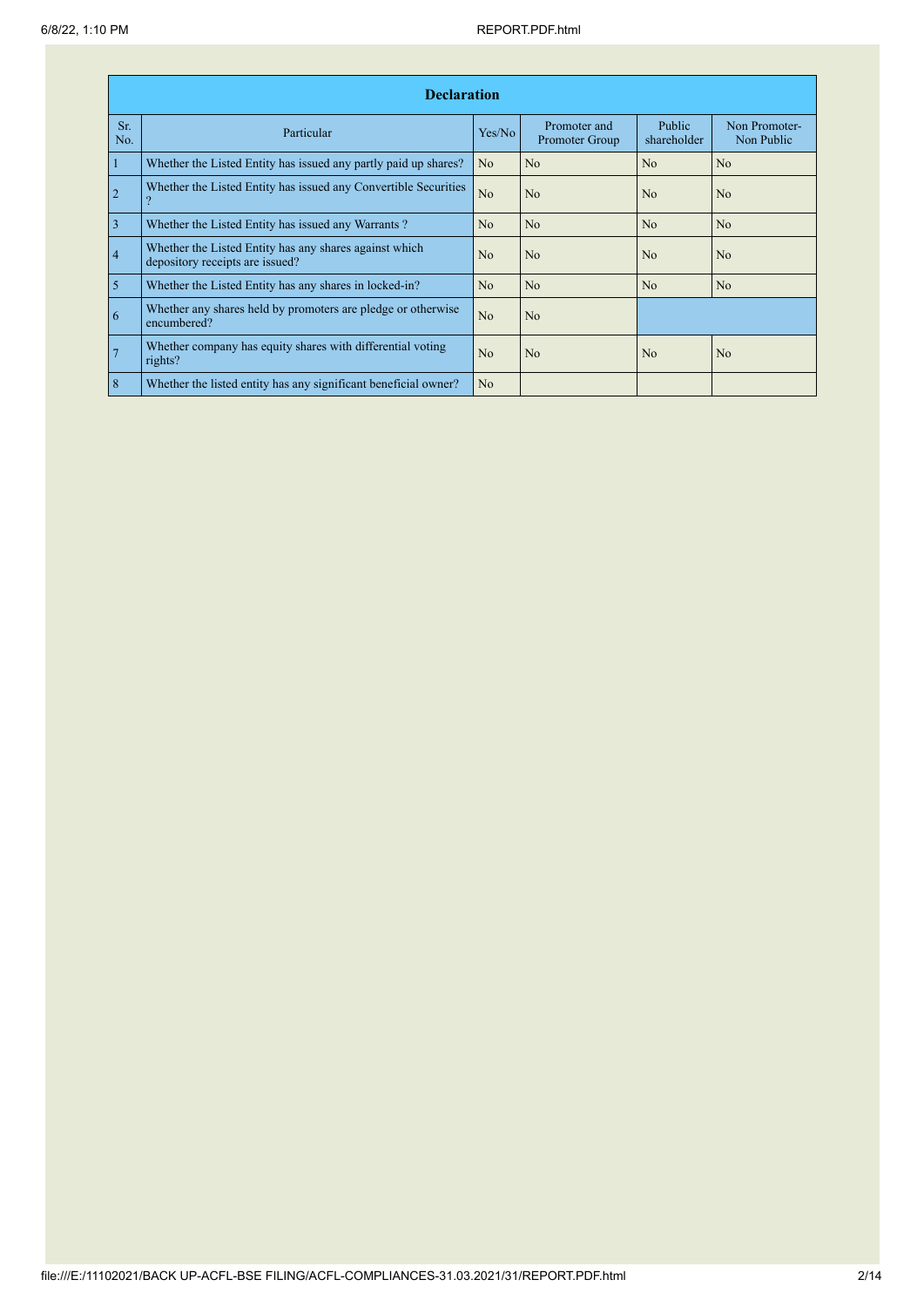| Declaration | | | | | |
|---|---|---|---|---|---|
| Sr. No. | Particular | Yes/No | Promoter and Promoter Group | Public shareholder | Non Promoter- Non Public |
| 1 | Whether the Listed Entity has issued any partly paid up shares? | No | No | No | No |
| 2 | Whether the Listed Entity has issued any Convertible Securities ? | No | No | No | No |
| 3 | Whether the Listed Entity has issued any Warrants ? | No | No | No | No |
| 4 | Whether the Listed Entity has any shares against which depository receipts are issued? | No | No | No | No |
| 5 | Whether the Listed Entity has any shares in locked-in? | No | No | No | No |
| 6 | Whether any shares held by promoters are pledge or otherwise encumbered? | No | No | | |
| 7 | Whether company has equity shares with differential voting rights? | No | No | No | No |
| 8 | Whether the listed entity has any significant beneficial owner? | No | | | |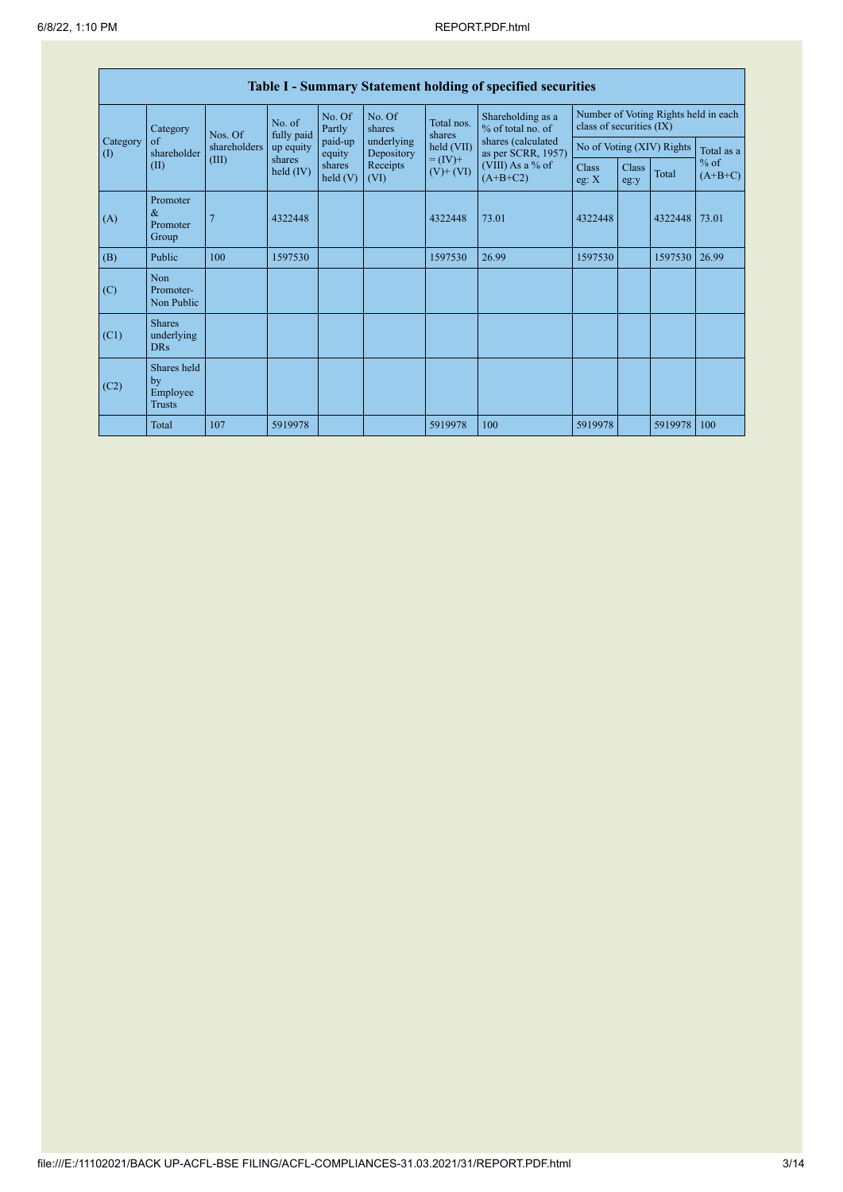## Table I - Summary Statement holding of specified securities

| Category (I) | Category of shareholder (II) | Nos. Of shareholders (III) | No. of fully paid up equity shares held (IV) | No. Of Partly paid-up equity shares held (V) | No. Of shares underlying Depository Receipts (VI) | Total nos. shares held (VII) = (IV)+ (V)+ (VI) | Shareholding as a % of total no. of shares (calculated as per SCRR, 1957) (VIII) As a % of (A+B+C2) | Number of Voting Rights held in each class of securities (IX) | | | |
|---|---|---|---|---|---|---|---|---|---|---|---|
| | | | | | | | | No of Voting (XIV) Rights | | | Total as a % of (A+B+C) |
| | | | | | | | | Class eg: X | Class eg:y | Total | |
| (A) | Promoter & Promoter Group | 7 | 4322448 | | | 4322448 | 73.01 | 4322448 | | 4322448 | 73.01 |
| (B) | Public | 100 | 1597530 | | | 1597530 | 26.99 | 1597530 | | 1597530 | 26.99 |
| (C) | Non Promoter- Non Public | | | | | | | | | | |
| (C1) | Shares underlying DRs | | | | | | | | | | |
| (C2) | Shares held by Employee Trusts | | | | | | | | | | |
| | Total | 107 | 5919978 | | | 5919978 | 100 | 5919978 | | 5919978 | 100 |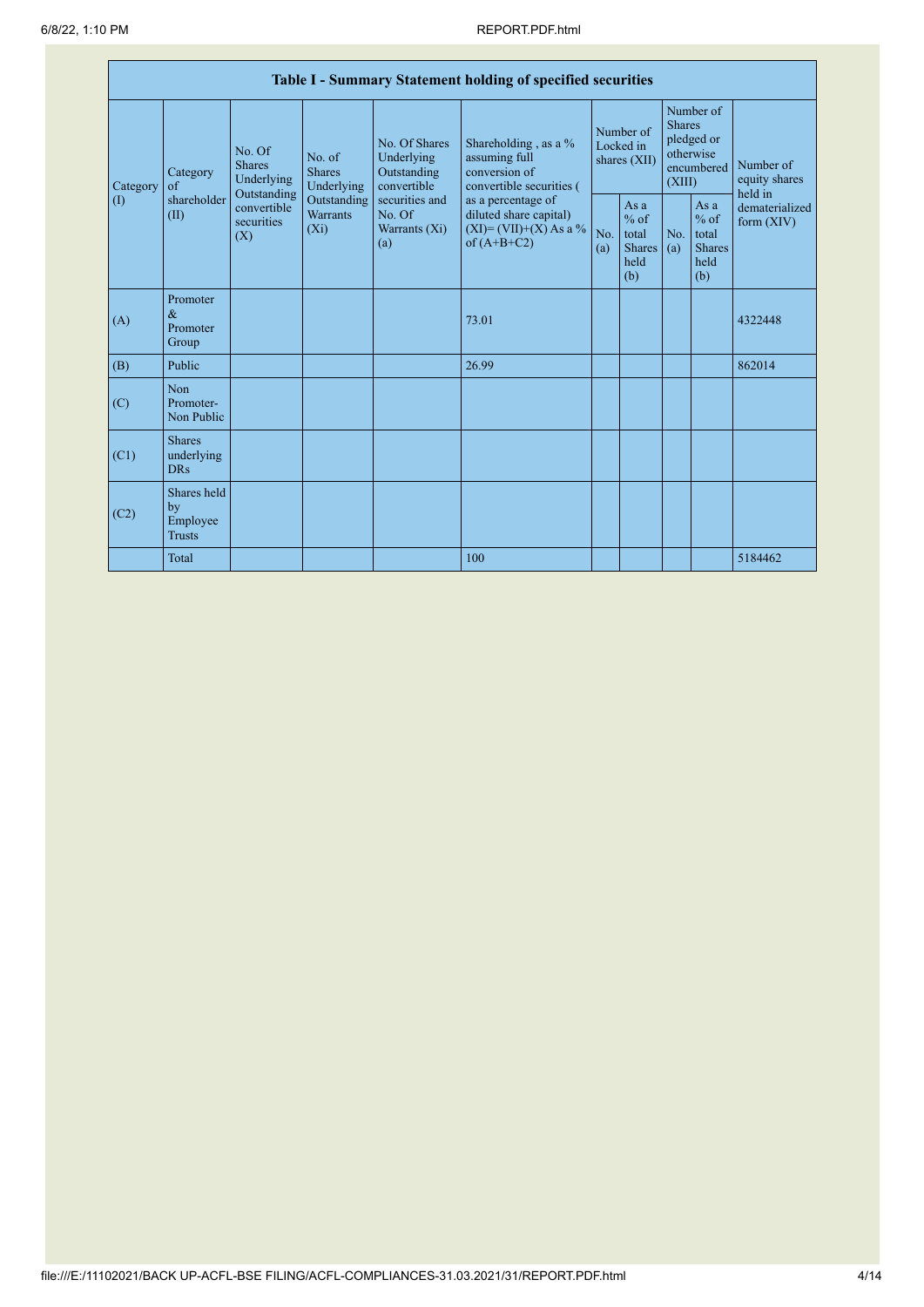| Table I - Summary Statement holding of specified securities | | | | | | | | | | |
|---|---|---|---|---|---|---|---|---|---|---|
| Category (I) | Category of shareholder (II) | No. Of Shares Underlying Outstanding convertible securities (X) | No. of Shares Underlying Outstanding Warrants (Xi) | No. Of Shares Underlying Outstanding convertible securities and No. Of Warrants (Xi) (a) | Shareholding , as a % assuming full conversion of convertible securities ( as a percentage of diluted share capital) (XI)= (VII)+(X) As a % of (A+B+C2) | Number of Locked in shares (XII) | | Number of Shares pledged or otherwise encumbered (XIII) | | Number of equity shares held in dematerialized form (XIV) |
| | | | | | | No. (a) | As a % of total Shares held (b) | No. (a) | As a % of total Shares held (b) | |
| (A) | Promoter & Promoter Group | | | | 73.01 | | | | | 4322448 |
| (B) | Public | | | | 26.99 | | | | | 862014 |
| (C) | Non Promoter- Non Public | | | | | | | | | |
| (C1) | Shares underlying DRs | | | | | | | | | |
| (C2) | Shares held by Employee Trusts | | | | | | | | | |
| | Total | | | | 100 | | | | | 5184462 |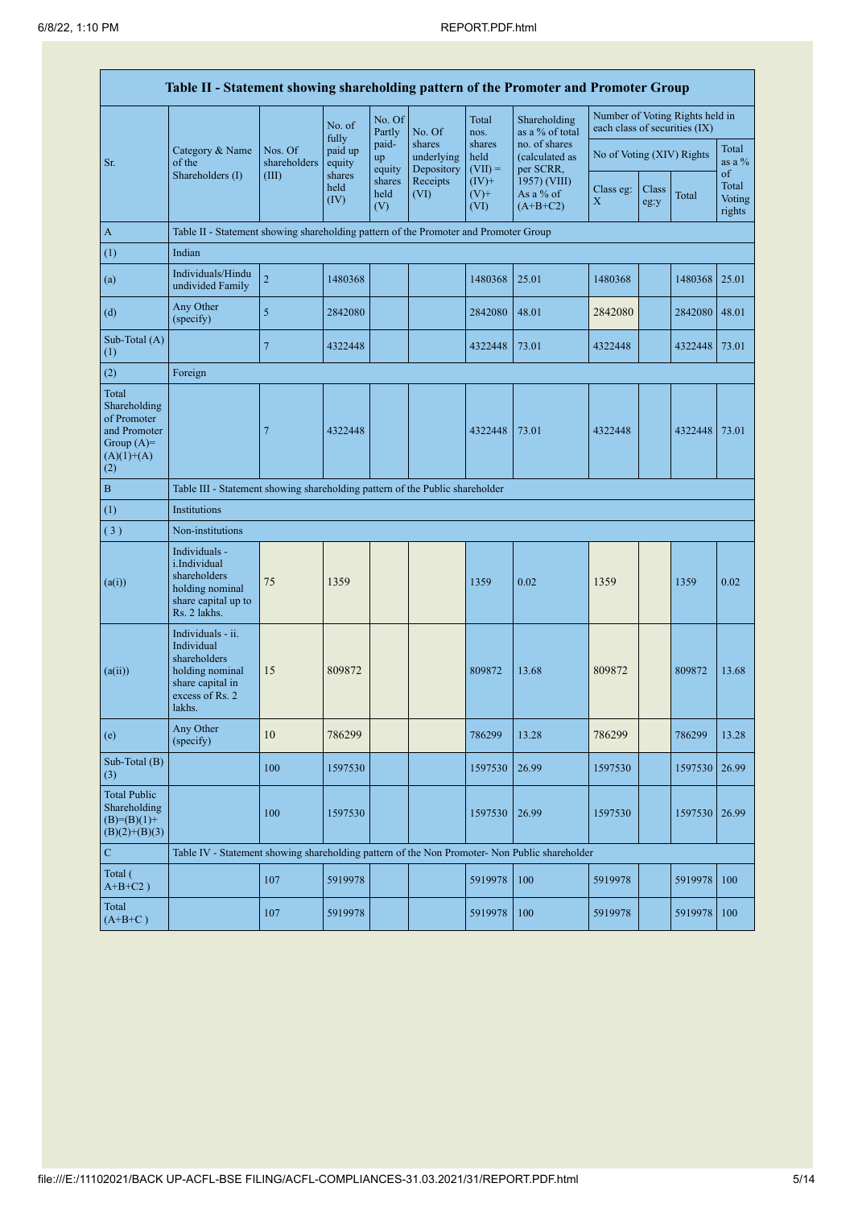## Table II - Statement showing shareholding pattern of the Promoter and Promoter Group

| Sr. | Category & Name of the Shareholders (I) | Nos. Of shareholders (III) | No. of fully paid up equity shares held (IV) | No. Of Partly paid-up equity shares held (V) | No. Of shares underlying Depository Receipts (VI) | Total nos. shares held (VII) = (IV)+ (V)+ (VI) | Shareholding as a % of total no. of shares (calculated as per SCRR, 1957) (VIII) As a % of (A+B+C2) | Number of Voting Rights held in each class of securities (IX) | | | |
|---|---|---|---|---|---|---|---|---|---|---|---|
| | | | | | | | | No of Voting (XIV) Rights | | | Total as a % of Total Voting rights |
| | | | | | | | | Class eg: X | Class eg:y | Total | |
| A | Table II - Statement showing shareholding pattern of the Promoter and Promoter Group | | | | | | | | | | |
| (1) | Indian | | | | | | | | | | |
| (a) | Individuals/Hindu undivided Family | 2 | 1480368 | | | 1480368 | 25.01 | 1480368 | | 1480368 | 25.01 |
| (d) | Any Other (specify) | 5 | 2842080 | | | 2842080 | 48.01 | 2842080 | | 2842080 | 48.01 |
| Sub-Total (A) (1) | | 7 | 4322448 | | | 4322448 | 73.01 | 4322448 | | 4322448 | 73.01 |
| (2) | Foreign | | | | | | | | | | |
| Total Shareholding of Promoter and Promoter Group (A)= (A)(1)+(A)(2) | | 7 | 4322448 | | | 4322448 | 73.01 | 4322448 | | 4322448 | 73.01 |
| B | Table III - Statement showing shareholding pattern of the Public shareholder | | | | | | | | | | |
| (1) | Institutions | | | | | | | | | | |
| (3) | Non-institutions | | | | | | | | | | |
| (a(i)) | Individuals - i.Individual shareholders holding nominal share capital up to Rs. 2 lakhs. | 75 | 1359 | | | 1359 | 0.02 | 1359 | | 1359 | 0.02 |
| (a(ii)) | Individuals - ii. Individual shareholders holding nominal share capital in excess of Rs. 2 lakhs. | 15 | 809872 | | | 809872 | 13.68 | 809872 | | 809872 | 13.68 |
| (e) | Any Other (specify) | 10 | 786299 | | | 786299 | 13.28 | 786299 | | 786299 | 13.28 |
| Sub-Total (B) (3) | | 100 | 1597530 | | | 1597530 | 26.99 | 1597530 | | 1597530 | 26.99 |
| Total Public Shareholding (B)=(B)(1)+(B)(2)+(B)(3) | | 100 | 1597530 | | | 1597530 | 26.99 | 1597530 | | 1597530 | 26.99 |
| C | Table IV - Statement showing shareholding pattern of the Non Promoter- Non Public shareholder | | | | | | | | | | |
| Total ( A+B+C2 ) | | 107 | 5919978 | | | 5919978 | 100 | 5919978 | | 5919978 | 100 |
| Total (A+B+C ) | | 107 | 5919978 | | | 5919978 | 100 | 5919978 | | 5919978 | 100 |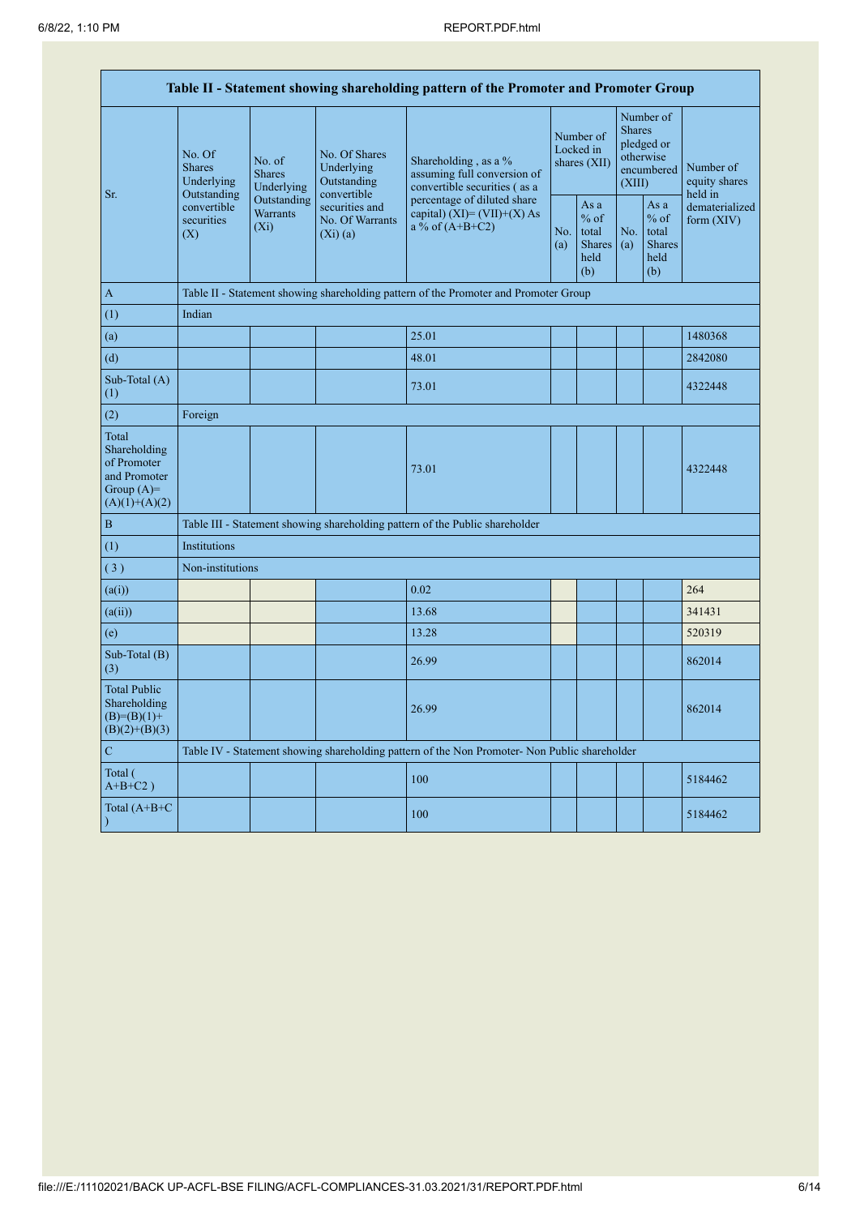| Table II - Statement showing shareholding pattern of the Promoter and Promoter Group | | | | | | | | | |
|---|---|---|---|---|---|---|---|---|---|
| Sr. | No. Of Shares Underlying Outstanding convertible securities (X) | No. of Shares Underlying Outstanding Warrants (Xi) | No. Of Shares Underlying Outstanding convertible securities and No. Of Warrants (Xi) (a) | Shareholding , as a % assuming full conversion of convertible securities ( as a percentage of diluted share capital) (XI)= (VII)+(X) As a % of (A+B+C2) | Number of Locked in shares (XII) | | Number of Shares pledged or otherwise encumbered (XIII) | | Number of equity shares held in dematerialized form (XIV) |
| | | | | | No. (a) | As a % of total Shares held (b) | No. (a) | As a % of total Shares held (b) | |
| A | Table II - Statement showing shareholding pattern of the Promoter and Promoter Group | | | | | | | | |
| (1) | Indian | | | | | | | | |
| (a) | | | | 25.01 | | | | | 1480368 |
| (d) | | | | 48.01 | | | | | 2842080 |
| Sub-Total (A) (1) | | | | 73.01 | | | | | 4322448 |
| (2) | Foreign | | | | | | | | |
| Total Shareholding of Promoter and Promoter Group (A)= (A)(1)+(A)(2) | | | | 73.01 | | | | | 4322448 |
| B | Table III - Statement showing shareholding pattern of the Public shareholder | | | | | | | | |
| (1) | Institutions | | | | | | | | |
| ( 3 ) | Non-institutions | | | | | | | | |
| (a(i)) | | | | 0.02 | | | | | 264 |
| (a(ii)) | | | | 13.68 | | | | | 341431 |
| (e) | | | | 13.28 | | | | | 520319 |
| Sub-Total (B) (3) | | | | 26.99 | | | | | 862014 |
| Total Public Shareholding (B)=(B)(1)+(B)(2)+(B)(3) | | | | 26.99 | | | | | 862014 |
| C | Table IV - Statement showing shareholding pattern of the Non Promoter- Non Public shareholder | | | | | | | | |
| Total ( A+B+C2 ) | | | | 100 | | | | | 5184462 |
| Total (A+B+C ) | | | | 100 | | | | | 5184462 |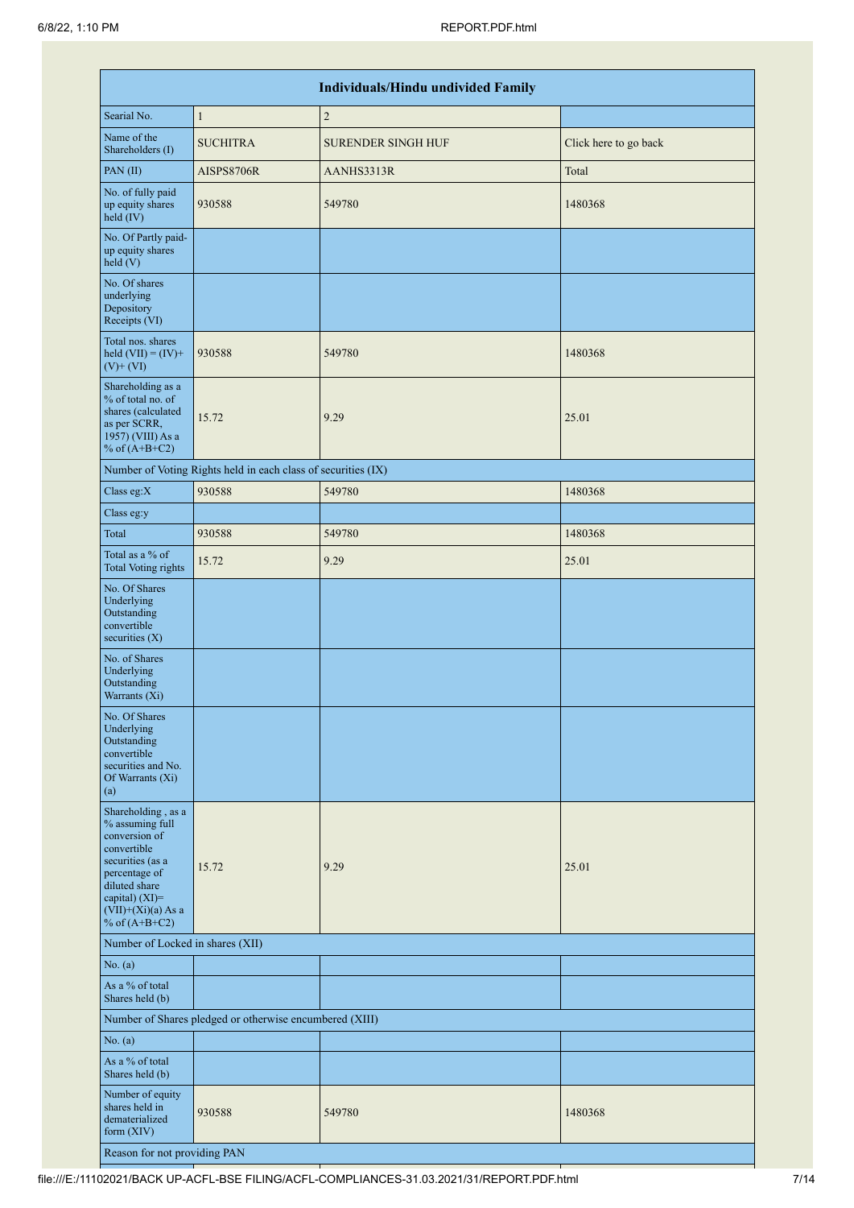| Individuals/Hindu undivided Family | | | |
|---|---|---|---|
| Searial No. | 1 | 2 | |
| Name of the Shareholders (I) | SUCHITRA | SURENDER SINGH HUF | Click here to go back |
| PAN (II) | AISPS8706R | AANHS3313R | Total |
| No. of fully paid up equity shares held (IV) | 930588 | 549780 | 1480368 |
| No. Of Partly paid-up equity shares held (V) | | | |
| No. Of shares underlying Depository Receipts (VI) | | | |
| Total nos. shares held (VII) = (IV)+(V)+ (VI) | 930588 | 549780 | 1480368 |
| Shareholding as a % of total no. of shares (calculated as per SCRR, 1957) (VIII) As a % of (A+B+C2) | 15.72 | 9.29 | 25.01 |
| Number of Voting Rights held in each class of securities (IX) | | | |
| Class eg:X | 930588 | 549780 | 1480368 |
| Class eg:y | | | |
| Total | 930588 | 549780 | 1480368 |
| Total as a % of Total Voting rights | 15.72 | 9.29 | 25.01 |
| No. Of Shares Underlying Outstanding convertible securities (X) | | | |
| No. of Shares Underlying Outstanding Warrants (Xi) | | | |
| No. Of Shares Underlying Outstanding convertible securities and No. Of Warrants (Xi) (a) | | | |
| Shareholding , as a % assuming full conversion of convertible securities (as a percentage of diluted share capital) (XI)= (VII)+(Xi)(a) As a % of (A+B+C2) | 15.72 | 9.29 | 25.01 |
| Number of Locked in shares (XII) | | | |
| No. (a) | | | |
| As a % of total Shares held (b) | | | |
| Number of Shares pledged or otherwise encumbered (XIII) | | | |
| No. (a) | | | |
| As a % of total Shares held (b) | | | |
| Number of equity shares held in dematerialized form (XIV) | 930588 | 549780 | 1480368 |
| Reason for not providing PAN | | | |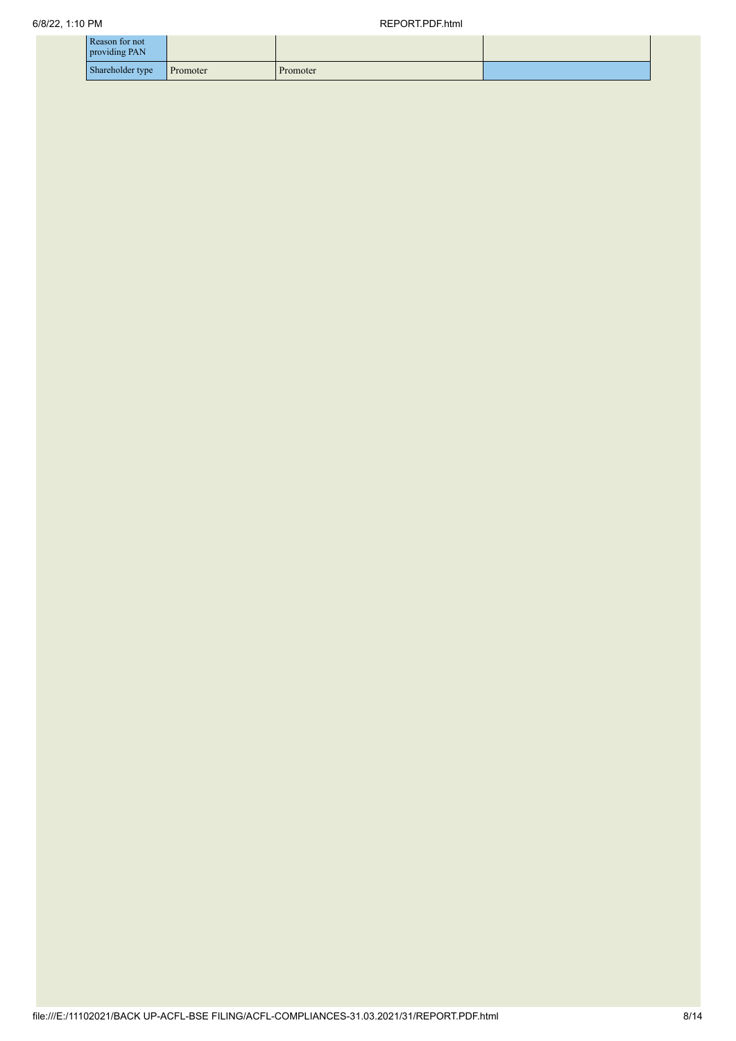| Reason for not providing PAN | | | |
|---|---|---|---|
| Shareholder type | Promoter | Promoter | |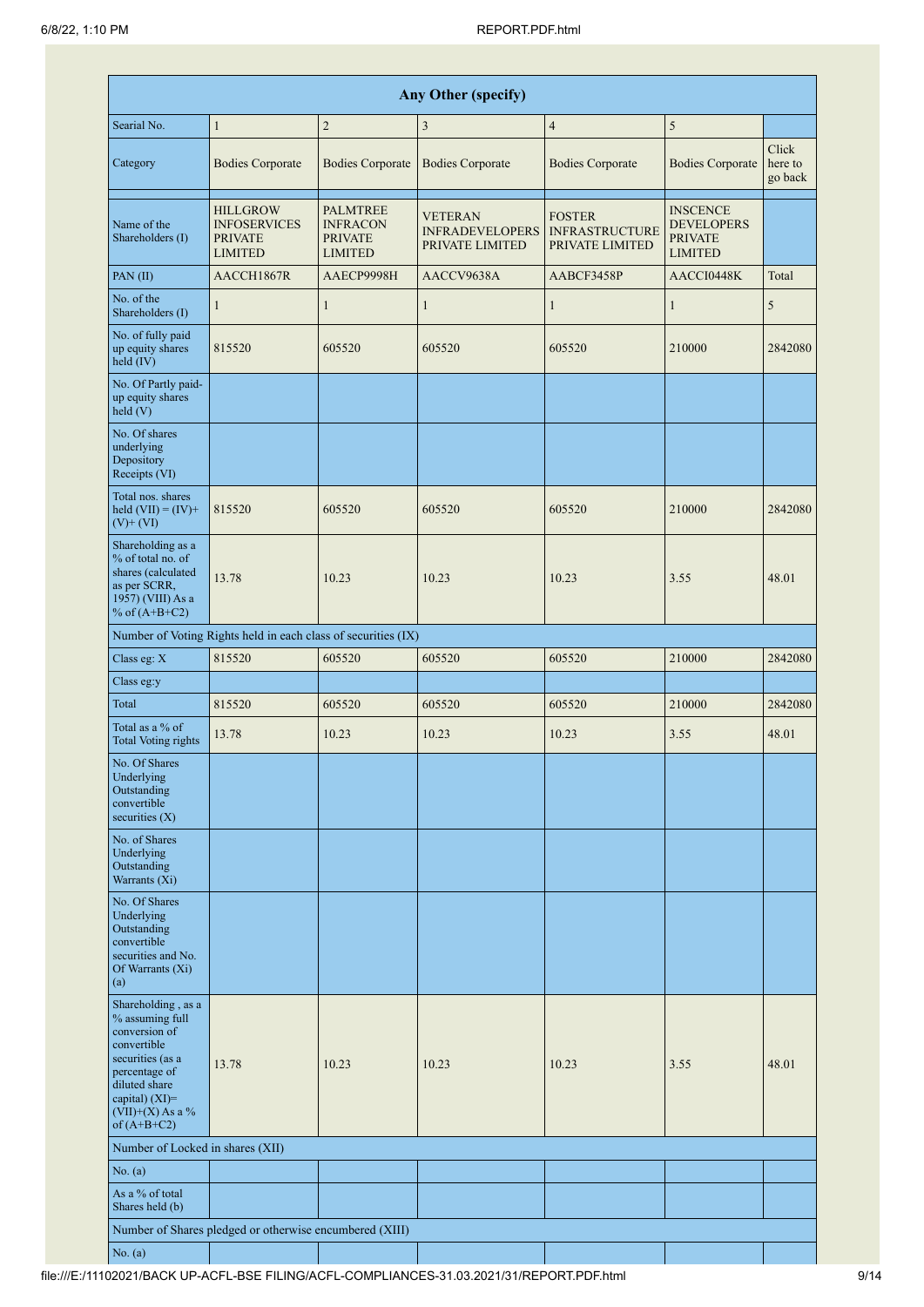| Any Other (specify) | | | | | | |
|---|---|---|---|---|---|---|
| Searial No. | 1 | 2 | 3 | 4 | 5 | |
| Category | Bodies Corporate | Bodies Corporate | Bodies Corporate | Bodies Corporate | Bodies Corporate | Click here to go back |
| Name of the Shareholders (I) | HILLGROW INFOSERVICES PRIVATE LIMITED | PALMTREE INFRACON PRIVATE LIMITED | VETERAN INFRADEVELOPERS PRIVATE LIMITED | FOSTER INFRASTRUCTURE PRIVATE LIMITED | INSCENCE DEVELOPERS PRIVATE LIMITED | |
| PAN (II) | AACCH1867R | AAECP9998H | AACCV9638A | AABCF3458P | AACCI0448K | Total |
| No. of the Shareholders (I) | 1 | 1 | 1 | 1 | 1 | 5 |
| No. of fully paid up equity shares held (IV) | 815520 | 605520 | 605520 | 605520 | 210000 | 2842080 |
| No. Of Partly paid-up equity shares held (V) | | | | | | |
| No. Of shares underlying Depository Receipts (VI) | | | | | | |
| Total nos. shares held (VII) = (IV)+(V)+ (VI) | 815520 | 605520 | 605520 | 605520 | 210000 | 2842080 |
| Shareholding as a % of total no. of shares (calculated as per SCRR, 1957) (VIII) As a % of (A+B+C2) | 13.78 | 10.23 | 10.23 | 10.23 | 3.55 | 48.01 |
| Number of Voting Rights held in each class of securities (IX) | | | | | | |
| Class eg: X | 815520 | 605520 | 605520 | 605520 | 210000 | 2842080 |
| Class eg:y | | | | | | |
| Total | 815520 | 605520 | 605520 | 605520 | 210000 | 2842080 |
| Total as a % of Total Voting rights | 13.78 | 10.23 | 10.23 | 10.23 | 3.55 | 48.01 |
| No. Of Shares Underlying Outstanding convertible securities (X) | | | | | | |
| No. of Shares Underlying Outstanding Warrants (Xi) | | | | | | |
| No. Of Shares Underlying Outstanding convertible securities and No. Of Warrants (Xi) (a) | | | | | | |
| Shareholding , as a % assuming full conversion of convertible securities (as a percentage of diluted share capital) (XI)= (VII)+(X) As a % of (A+B+C2) | 13.78 | 10.23 | 10.23 | 10.23 | 3.55 | 48.01 |
| Number of Locked in shares (XII) | | | | | | |
| No. (a) | | | | | | |
| As a % of total Shares held (b) | | | | | | |
| Number of Shares pledged or otherwise encumbered (XIII) | | | | | | |
| No. (a) | | | | | | |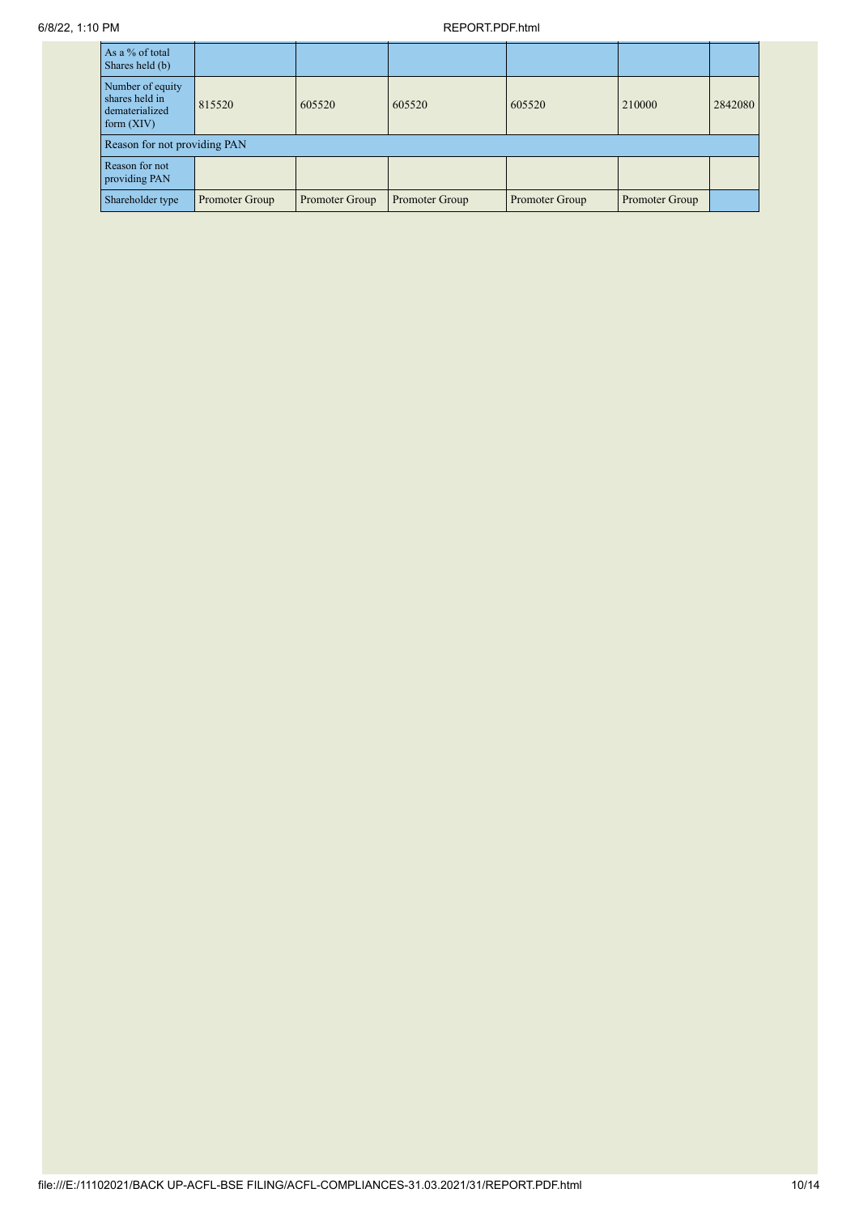| As a % of total Shares held (b) | | | | | | |
|---|---|---|---|---|---|---|
| Number of equity shares held in dematerialized form (XIV) | 815520 | 605520 | 605520 | 605520 | 210000 | 2842080 |
| Reason for not providing PAN | | | | | | |
| Reason for not providing PAN | | | | | | |
| Shareholder type | Promoter Group | Promoter Group | Promoter Group | Promoter Group | Promoter Group | |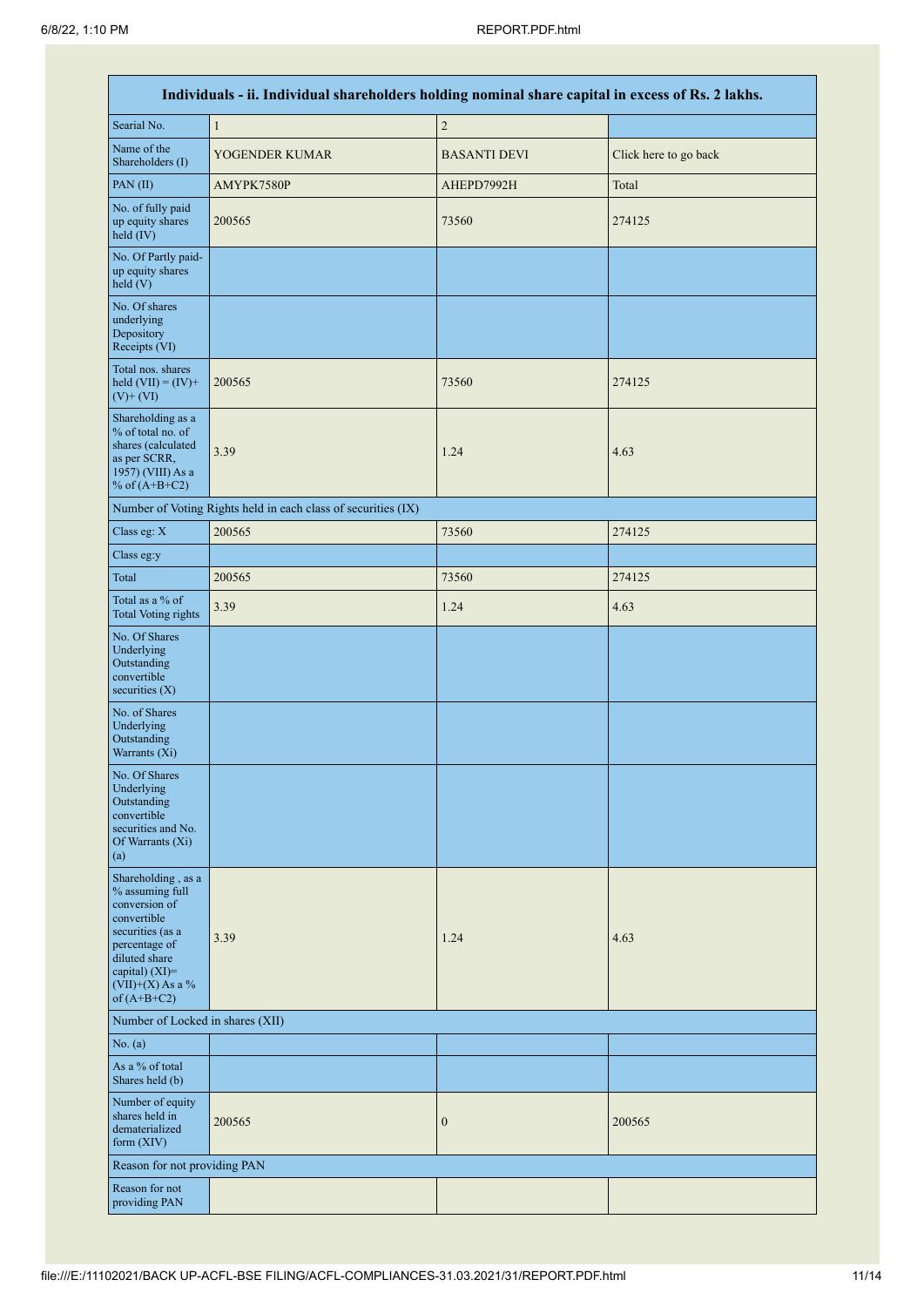| Individuals - ii. Individual shareholders holding nominal share capital in excess of Rs. 2 lakhs. | | | |
|---|---|---|---|
| Searial No. | 1 | 2 | |
| Name of the Shareholders (I) | YOGENDER KUMAR | BASANTI DEVI | Click here to go back |
| PAN (II) | AMYPK7580P | AHEPD7992H | Total |
| No. of fully paid up equity shares held (IV) | 200565 | 73560 | 274125 |
| No. Of Partly paid-up equity shares held (V) | | | |
| No. Of shares underlying Depository Receipts (VI) | | | |
| Total nos. shares held (VII) = (IV)+ (V)+ (VI) | 200565 | 73560 | 274125 |
| Shareholding as a % of total no. of shares (calculated as per SCRR, 1957) (VIII) As a % of (A+B+C2) | 3.39 | 1.24 | 4.63 |
| Number of Voting Rights held in each class of securities (IX) | | | |
| Class eg: X | 200565 | 73560 | 274125 |
| Class eg:y | | | |
| Total | 200565 | 73560 | 274125 |
| Total as a % of Total Voting rights | 3.39 | 1.24 | 4.63 |
| No. Of Shares Underlying Outstanding convertible securities (X) | | | |
| No. of Shares Underlying Outstanding Warrants (Xi) | | | |
| No. Of Shares Underlying Outstanding convertible securities and No. Of Warrants (Xi) (a) | | | |
| Shareholding , as a % assuming full conversion of convertible securities (as a percentage of diluted share capital) (XI)= (VII)+(X) As a % of (A+B+C2) | 3.39 | 1.24 | 4.63 |
| Number of Locked in shares (XII) | | | |
| No. (a) | | | |
| As a % of total Shares held (b) | | | |
| Number of equity shares held in dematerialized form (XIV) | 200565 | 0 | 200565 |
| Reason for not providing PAN | | | |
| Reason for not providing PAN | | | |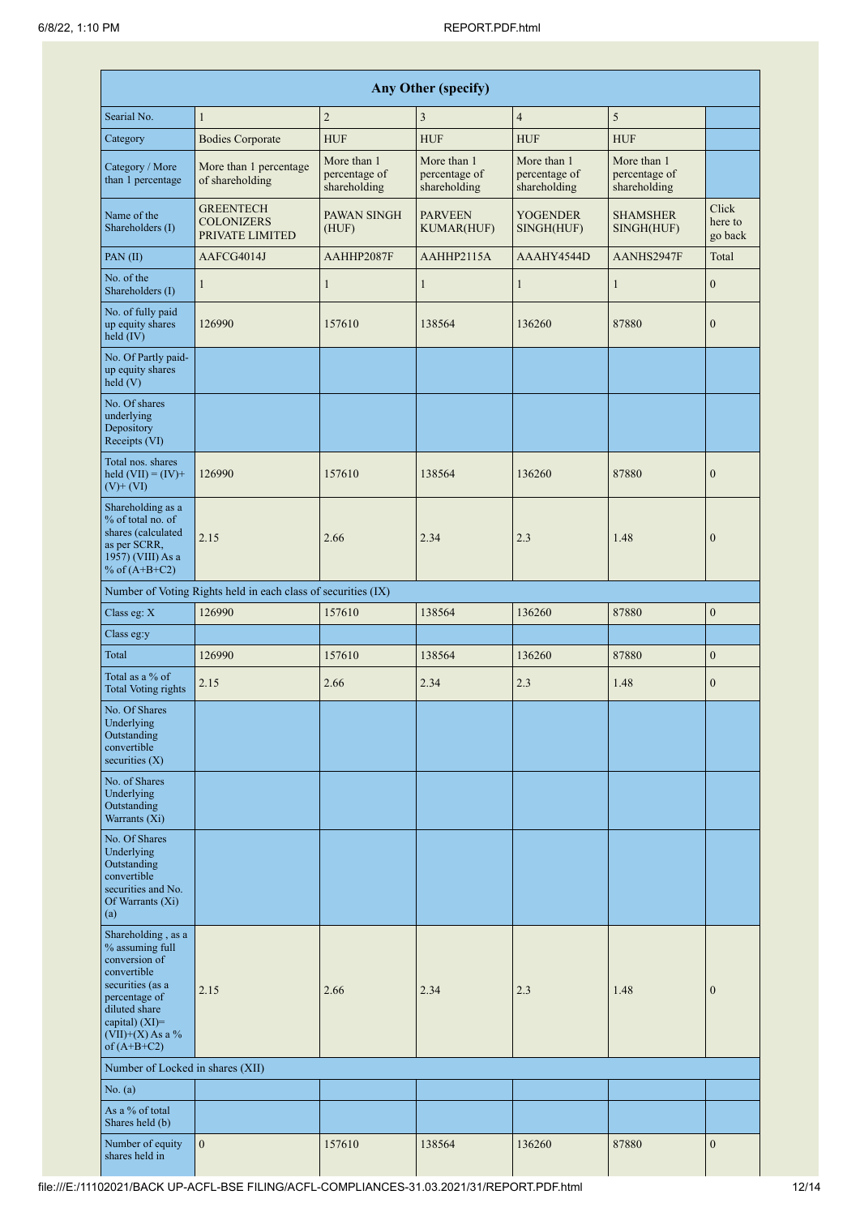| Any Other (specify) | | | | | | |
|---|---|---|---|---|---|---|
| Searial No. | 1 | 2 | 3 | 4 | 5 | |
| Category | Bodies Corporate | HUF | HUF | HUF | HUF | |
| Category / More than 1 percentage | More than 1 percentage of shareholding | More than 1 percentage of shareholding | More than 1 percentage of shareholding | More than 1 percentage of shareholding | More than 1 percentage of shareholding | |
| Name of the Shareholders (I) | GREENTECH COLONIZERS PRIVATE LIMITED | PAWAN SINGH (HUF) | PARVEEN KUMAR(HUF) | YOGENDER SINGH(HUF) | SHAMSHER SINGH(HUF) | Click here to go back |
| PAN (II) | AAFCG4014J | AAHHP2087F | AAHHP2115A | AAAHY4544D | AANHS2947F | Total |
| No. of the Shareholders (I) | 1 | 1 | 1 | 1 | 1 | 0 |
| No. of fully paid up equity shares held (IV) | 126990 | 157610 | 138564 | 136260 | 87880 | 0 |
| No. Of Partly paid-up equity shares held (V) | | | | | | |
| No. Of shares underlying Depository Receipts (VI) | | | | | | |
| Total nos. shares held (VII) = (IV)+(V)+ (VI) | 126990 | 157610 | 138564 | 136260 | 87880 | 0 |
| Shareholding as a % of total no. of shares (calculated as per SCRR, 1957) (VIII) As a % of (A+B+C2) | 2.15 | 2.66 | 2.34 | 2.3 | 1.48 | 0 |
| Number of Voting Rights held in each class of securities (IX) | | | | | | |
| Class eg: X | 126990 | 157610 | 138564 | 136260 | 87880 | 0 |
| Class eg:y | | | | | | |
| Total | 126990 | 157610 | 138564 | 136260 | 87880 | 0 |
| Total as a % of Total Voting rights | 2.15 | 2.66 | 2.34 | 2.3 | 1.48 | 0 |
| No. Of Shares Underlying Outstanding convertible securities (X) | | | | | | |
| No. of Shares Underlying Outstanding Warrants (Xi) | | | | | | |
| No. Of Shares Underlying Outstanding convertible securities and No. Of Warrants (Xi) (a) | | | | | | |
| Shareholding , as a % assuming full conversion of convertible securities (as a percentage of diluted share capital) (XI)= (VII)+(X) As a % of (A+B+C2) | 2.15 | 2.66 | 2.34 | 2.3 | 1.48 | 0 |
| Number of Locked in shares (XII) | | | | | | |
| No. (a) | | | | | | |
| As a % of total Shares held (b) | | | | | | |
| Number of equity shares held in | 0 | 157610 | 138564 | 136260 | 87880 | 0 |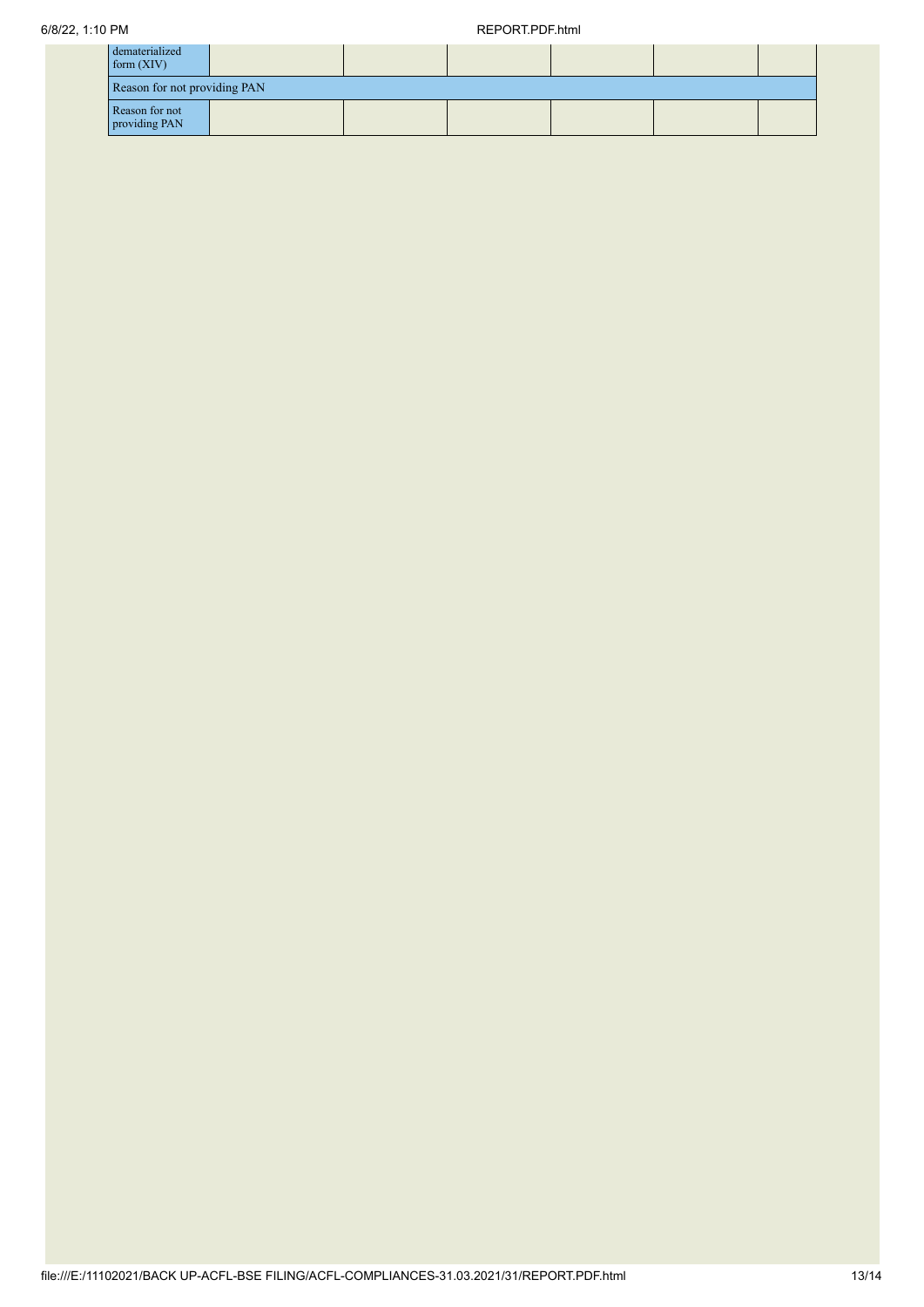| dematerialized form (XIV) | | | | | | |
|---|---|---|---|---|---|---|
| Reason for not providing PAN | | | | | | |
| Reason for not providing PAN | | | | | | |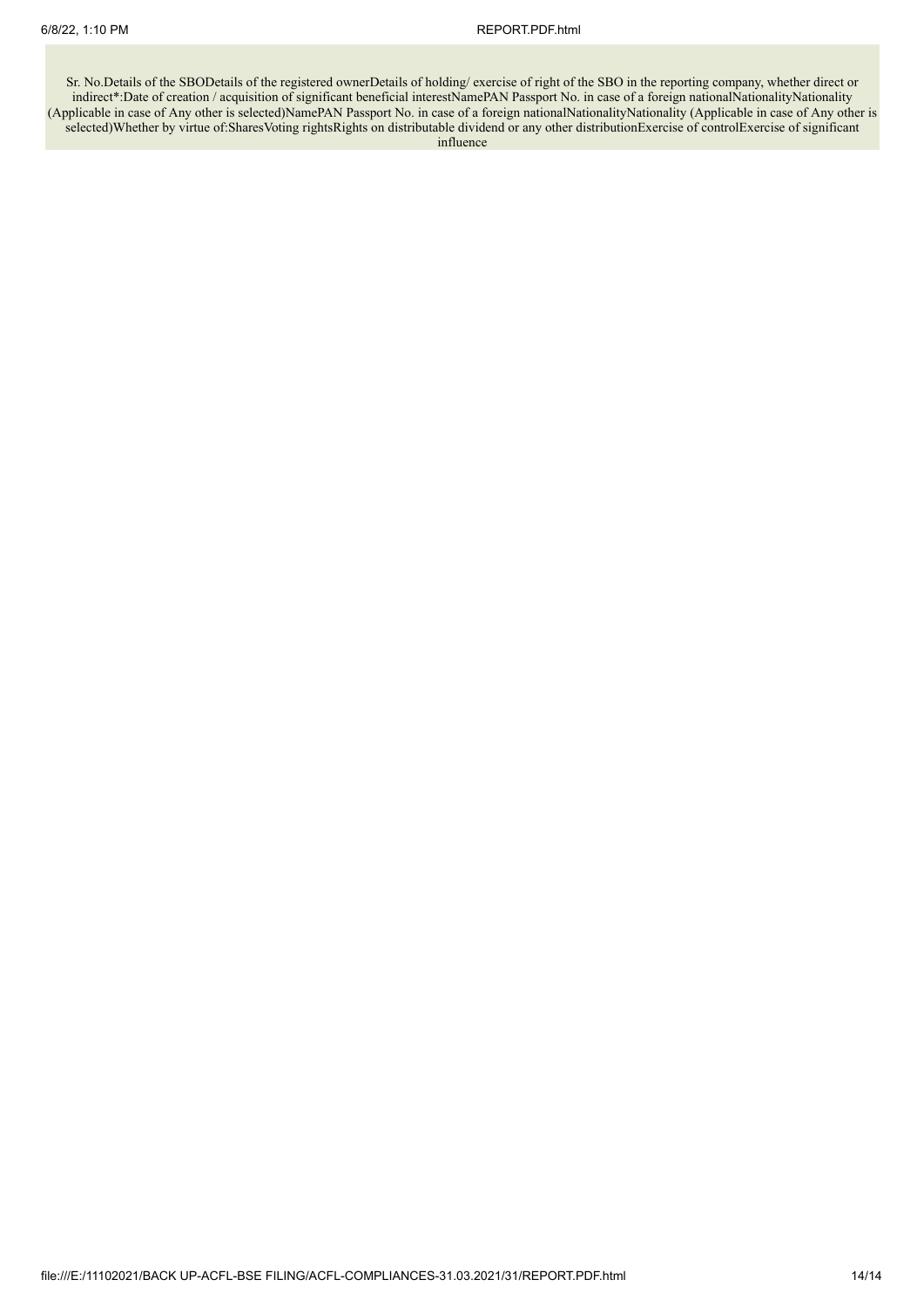Sr. No.Details of the SBODetails of the registered ownerDetails of holding/ exercise of right of the SBO in the reporting company, whether direct or indirect*:Date of creation / acquisition of significant beneficial interestNamePAN Passport No. in case of a foreign nationalNationalityNationality (Applicable in case of Any other is selected)NamePAN Passport No. in case of a foreign nationalNationalityNationality (Applicable in case of Any other is selected)Whether by virtue of:SharesVoting rightsRights on distributable dividend or any other distributionExercise of controlExercise of significant influence